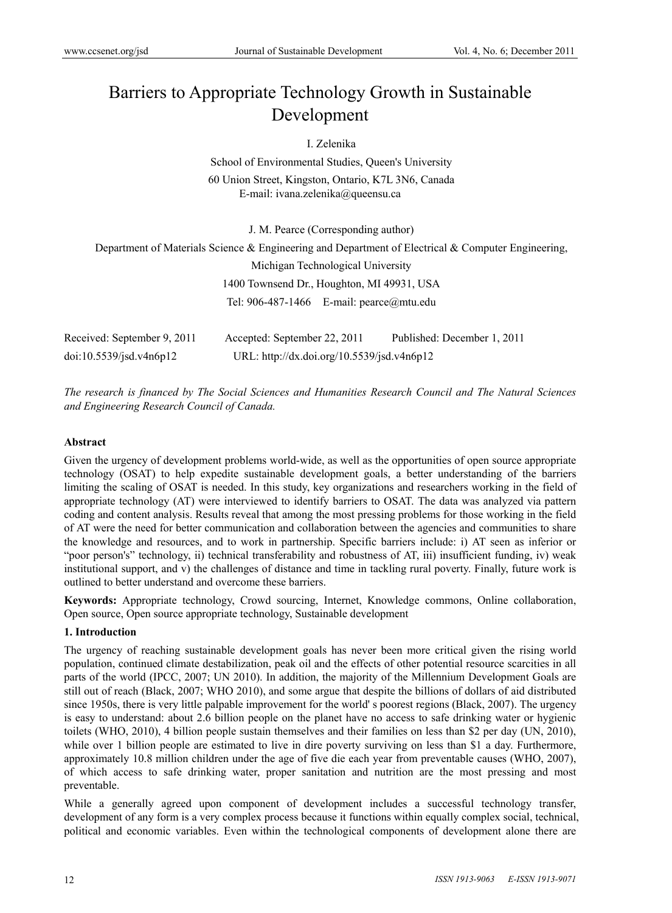# Barriers to Appropriate Technology Growth in Sustainable Development

I. Zelenika

School of Environmental Studies, Queen's University

60 Union Street, Kingston, Ontario, K7L 3N6, Canada

E-mail: ivana.zelenika@queensu.ca

J. M. Pearce (Corresponding author)

Department of Materials Science & Engineering and Department of Electrical & Computer Engineering,

Michigan Technological University

1400 Townsend Dr., Houghton, MI 49931, USA

Tel: 906-487-1466 E-mail: pearce@mtu.edu

Received: September 9, 2011 Accepted: September 22, 2011 Published: December 1, 2011

doi:10.5539/jsd.v4n6p12 URL: http://dx.doi.org/10.5539/jsd.v4n6p12

*The research is financed by The Social Sciences and Humanities Research Council and The Natural Sciences and Engineering Research Council of Canada.*

**Abstract**

Given the urgency of development problems world-wide, as well as the opportunities of open source appropriate technology (OSAT) to help expedite sustainable development goals, a better understanding of the barriers limiting the scaling of OSAT is needed. In this study, key organizations and researchers working in the field of appropriate technology (AT) were interviewed to identify barriers to OSAT. The data was analyzed via pattern coding and content analysis. Results reveal that among the most pressing problems for those working in the field of AT were the need for better communication and collaboration between the agencies and communities to share the knowledge and resources, and to work in partnership. Specific barriers include: i) AT seen as inferior or "poor person's" technology, ii) technical transferability and robustness of AT, iii) insufficient funding, iv) weak institutional support, and v) the challenges of distance and time in tackling rural poverty. Finally, future work is outlined to better understand and overcome these barriers.

**Keywords:** Appropriate technology, Crowd sourcing, Internet, Knowledge commons, Online collaboration, Open source, Open source appropriate technology, Sustainable development

**1. Introduction**

The urgency of reaching sustainable development goals has never been more critical given the rising world population, continued climate destabilization, peak oil and the effects of other potential resource scarcities in all parts of the world (IPCC, 2007; UN 2010). In addition, the majority of the Millennium Development Goals are still out of reach (Black, 2007; WHO 2010), and some argue that despite the billions of dollars of aid distributed since 1950s, there is very little palpable improvement for the world' s poorest regions (Black, 2007). The urgency is easy to understand: about 2.6 billion people on the planet have no access to safe drinking water or hygienic toilets (WHO, 2010), 4 billion people sustain themselves and their families on less than $2 per day (UN, 2010), while over 1 billion people are estimated to live in dire poverty surviving on less than $1 a day. Furthermore, approximately 10.8 million children under the age of five die each year from preventable causes (WHO, 2007), of which access to safe drinking water, proper sanitation and nutrition are the most pressing and most preventable.

While a generally agreed upon component of development includes a successful technology transfer, development of any form is a very complex process because it functions within equally complex social, technical, political and economic variables. Even within the technological components of development alone there are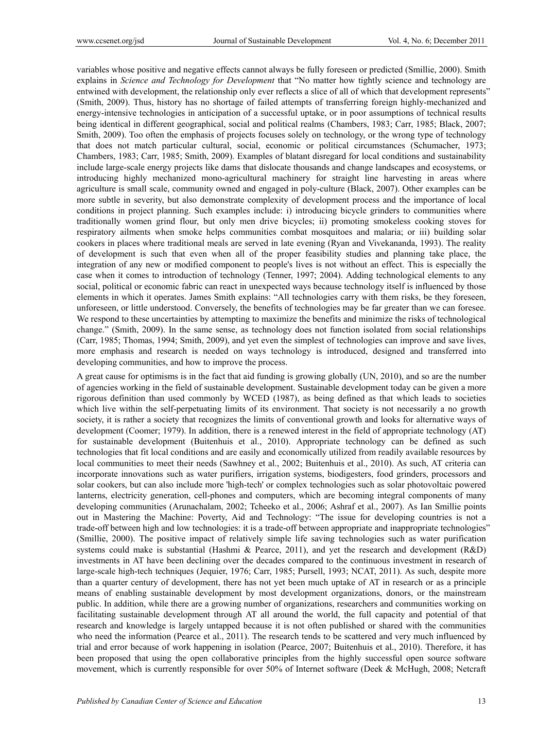variables whose positive and negative effects cannot always be fully foreseen or predicted (Smillie, 2000). Smith explains in *Science and Technology for Development* that "No matter how tightly science and technology are entwined with development, the relationship only ever reflects a slice of all of which that development represents" (Smith, 2009). Thus, history has no shortage of failed attempts of transferring foreign highly-mechanized and energy-intensive technologies in anticipation of a successful uptake, or in poor assumptions of technical results being identical in different geographical, social and political realms (Chambers, 1983; Carr, 1985; Black, 2007; Smith, 2009). Too often the emphasis of projects focuses solely on technology, or the wrong type of technology that does not match particular cultural, social, economic or political circumstances (Schumacher, 1973; Chambers, 1983; Carr, 1985; Smith, 2009). Examples of blatant disregard for local conditions and sustainability include large-scale energy projects like dams that dislocate thousands and change landscapes and ecosystems, or introducing highly mechanized mono-agricultural machinery for straight line harvesting in areas where agriculture is small scale, community owned and engaged in poly-culture (Black, 2007). Other examples can be more subtle in severity, but also demonstrate complexity of development process and the importance of local conditions in project planning. Such examples include: i) introducing bicycle grinders to communities where traditionally women grind flour, but only men drive bicycles; ii) promoting smokeless cooking stoves for respiratory ailments when smoke helps communities combat mosquitoes and malaria; or iii) building solar cookers in places where traditional meals are served in late evening (Ryan and Vivekananda, 1993). The reality of development is such that even when all of the proper feasibility studies and planning take place, the integration of any new or modified component to people's lives is not without an effect. This is especially the case when it comes to introduction of technology (Tenner, 1997; 2004). Adding technological elements to any social, political or economic fabric can react in unexpected ways because technology itself is influenced by those elements in which it operates. James Smith explains: "All technologies carry with them risks, be they foreseen, unforeseen, or little understood. Conversely, the benefits of technologies may be far greater than we can foresee. We respond to these uncertainties by attempting to maximize the benefits and minimize the risks of technological change." (Smith, 2009). In the same sense, as technology does not function isolated from social relationships (Carr, 1985; Thomas, 1994; Smith, 2009), and yet even the simplest of technologies can improve and save lives, more emphasis and research is needed on ways technology is introduced, designed and transferred into developing communities, and how to improve the process.

A great cause for optimisms is in the fact that aid funding is growing globally (UN, 2010), and so are the number of agencies working in the field of sustainable development. Sustainable development today can be given a more rigorous definition than used commonly by WCED (1987), as being defined as that which leads to societies which live within the self-perpetuating limits of its environment. That society is not necessarily a no growth society, it is rather a society that recognizes the limits of conventional growth and looks for alternative ways of development (Coomer; 1979). In addition, there is a renewed interest in the field of appropriate technology (AT) for sustainable development (Buitenhuis et al., 2010). Appropriate technology can be defined as such technologies that fit local conditions and are easily and economically utilized from readily available resources by local communities to meet their needs (Sawhney et al., 2002; Buitenhuis et al., 2010). As such, AT criteria can incorporate innovations such as water purifiers, irrigation systems, biodigesters, food grinders, processors and solar cookers, but can also include more 'high-tech' or complex technologies such as solar photovoltaic powered lanterns, electricity generation, cell-phones and computers, which are becoming integral components of many developing communities (Arunachalam, 2002; Tcheeko et al., 2006; Ashraf et al., 2007). As Ian Smillie points out in Mastering the Machine: Poverty, Aid and Technology: "The issue for developing countries is not a trade-off between high and low technologies: it is a trade-off between appropriate and inappropriate technologies" (Smillie, 2000). The positive impact of relatively simple life saving technologies such as water purification systems could make is substantial (Hashmi & Pearce, 2011), and yet the research and development (R&D) investments in AT have been declining over the decades compared to the continuous investment in research of large-scale high-tech techniques (Jequier, 1976; Carr, 1985; Pursell, 1993; NCAT, 2011). As such, despite more than a quarter century of development, there has not yet been much uptake of AT in research or as a principle means of enabling sustainable development by most development organizations, donors, or the mainstream public. In addition, while there are a growing number of organizations, researchers and communities working on facilitating sustainable development through AT all around the world, the full capacity and potential of that research and knowledge is largely untapped because it is not often published or shared with the communities who need the information (Pearce et al., 2011). The research tends to be scattered and very much influenced by trial and error because of work happening in isolation (Pearce, 2007; Buitenhuis et al., 2010). Therefore, it has been proposed that using the open collaborative principles from the highly successful open source software movement, which is currently responsible for over 50% of Internet software (Deek & McHugh, 2008; Netcraft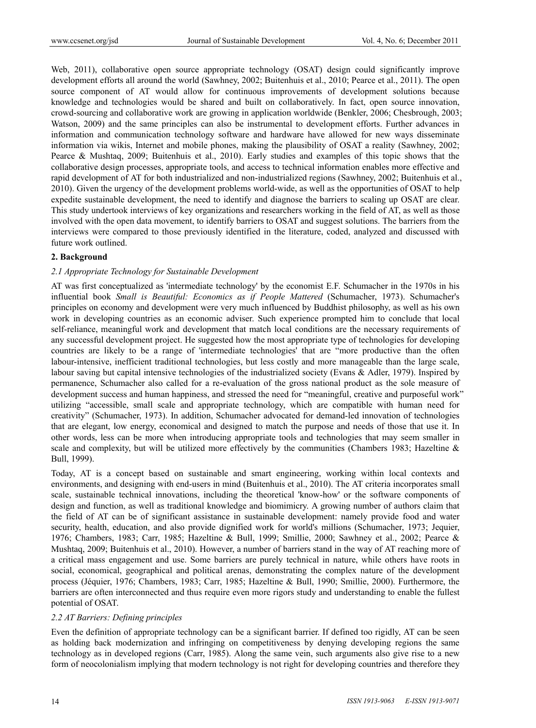Web, 2011), collaborative open source appropriate technology (OSAT) design could significantly improve development efforts all around the world (Sawhney, 2002; Buitenhuis et al., 2010; Pearce et al., 2011). The open source component of AT would allow for continuous improvements of development solutions because knowledge and technologies would be shared and built on collaboratively. In fact, open source innovation, crowd-sourcing and collaborative work are growing in application worldwide (Benkler, 2006; Chesbrough, 2003; Watson, 2009) and the same principles can also be instrumental to development efforts. Further advances in information and communication technology software and hardware have allowed for new ways disseminate information via wikis, Internet and mobile phones, making the plausibility of OSAT a reality (Sawhney, 2002; Pearce & Mushtaq, 2009; Buitenhuis et al., 2010). Early studies and examples of this topic shows that the collaborative design processes, appropriate tools, and access to technical information enables more effective and rapid development of AT for both industrialized and non-industrialized regions (Sawhney, 2002; Buitenhuis et al., 2010). Given the urgency of the development problems world-wide, as well as the opportunities of OSAT to help expedite sustainable development, the need to identify and diagnose the barriers to scaling up OSAT are clear. This study undertook interviews of key organizations and researchers working in the field of AT, as well as those involved with the open data movement, to identify barriers to OSAT and suggest solutions. The barriers from the interviews were compared to those previously identified in the literature, coded, analyzed and discussed with future work outlined.

## 2. Background

### *2.1 Appropriate Technology for Sustainable Development*

AT was first conceptualized as 'intermediate technology' by the economist E.F. Schumacher in the 1970s in his influential book *Small is Beautiful: Economics as if People Mattered* (Schumacher, 1973). Schumacher's principles on economy and development were very much influenced by Buddhist philosophy, as well as his own work in developing countries as an economic adviser. Such experience prompted him to conclude that local self-reliance, meaningful work and development that match local conditions are the necessary requirements of any successful development project. He suggested how the most appropriate type of technologies for developing countries are likely to be a range of 'intermediate technologies' that are "more productive than the often labour-intensive, inefficient traditional technologies, but less costly and more manageable than the large scale, labour saving but capital intensive technologies of the industrialized society (Evans & Adler, 1979). Inspired by permanence, Schumacher also called for a re-evaluation of the gross national product as the sole measure of development success and human happiness, and stressed the need for "meaningful, creative and purposeful work" utilizing "accessible, small scale and appropriate technology, which are compatible with human need for creativity" (Schumacher, 1973). In addition, Schumacher advocated for demand-led innovation of technologies that are elegant, low energy, economical and designed to match the purpose and needs of those that use it. In other words, less can be more when introducing appropriate tools and technologies that may seem smaller in scale and complexity, but will be utilized more effectively by the communities (Chambers 1983; Hazeltine & Bull, 1999).

Today, AT is a concept based on sustainable and smart engineering, working within local contexts and environments, and designing with end-users in mind (Buitenhuis et al., 2010). The AT criteria incorporates small scale, sustainable technical innovations, including the theoretical 'know-how' or the software components of design and function, as well as traditional knowledge and biomimicry. A growing number of authors claim that the field of AT can be of significant assistance in sustainable development: namely provide food and water security, health, education, and also provide dignified work for world's millions (Schumacher, 1973; Jequier, 1976; Chambers, 1983; Carr, 1985; Hazeltine & Bull, 1999; Smillie, 2000; Sawhney et al., 2002; Pearce & Mushtaq, 2009; Buitenhuis et al., 2010). However, a number of barriers stand in the way of AT reaching more of a critical mass engagement and use. Some barriers are purely technical in nature, while others have roots in social, economical, geographical and political arenas, demonstrating the complex nature of the development process (Jéquier, 1976; Chambers, 1983; Carr, 1985; Hazeltine & Bull, 1990; Smillie, 2000). Furthermore, the barriers are often interconnected and thus require even more rigors study and understanding to enable the fullest potential of OSAT.

### *2.2 AT Barriers: Defining principles*

Even the definition of appropriate technology can be a significant barrier. If defined too rigidly, AT can be seen as holding back modernization and infringing on competitiveness by denying developing regions the same technology as in developed regions (Carr, 1985). Along the same vein, such arguments also give rise to a new form of neocolonialism implying that modern technology is not right for developing countries and therefore they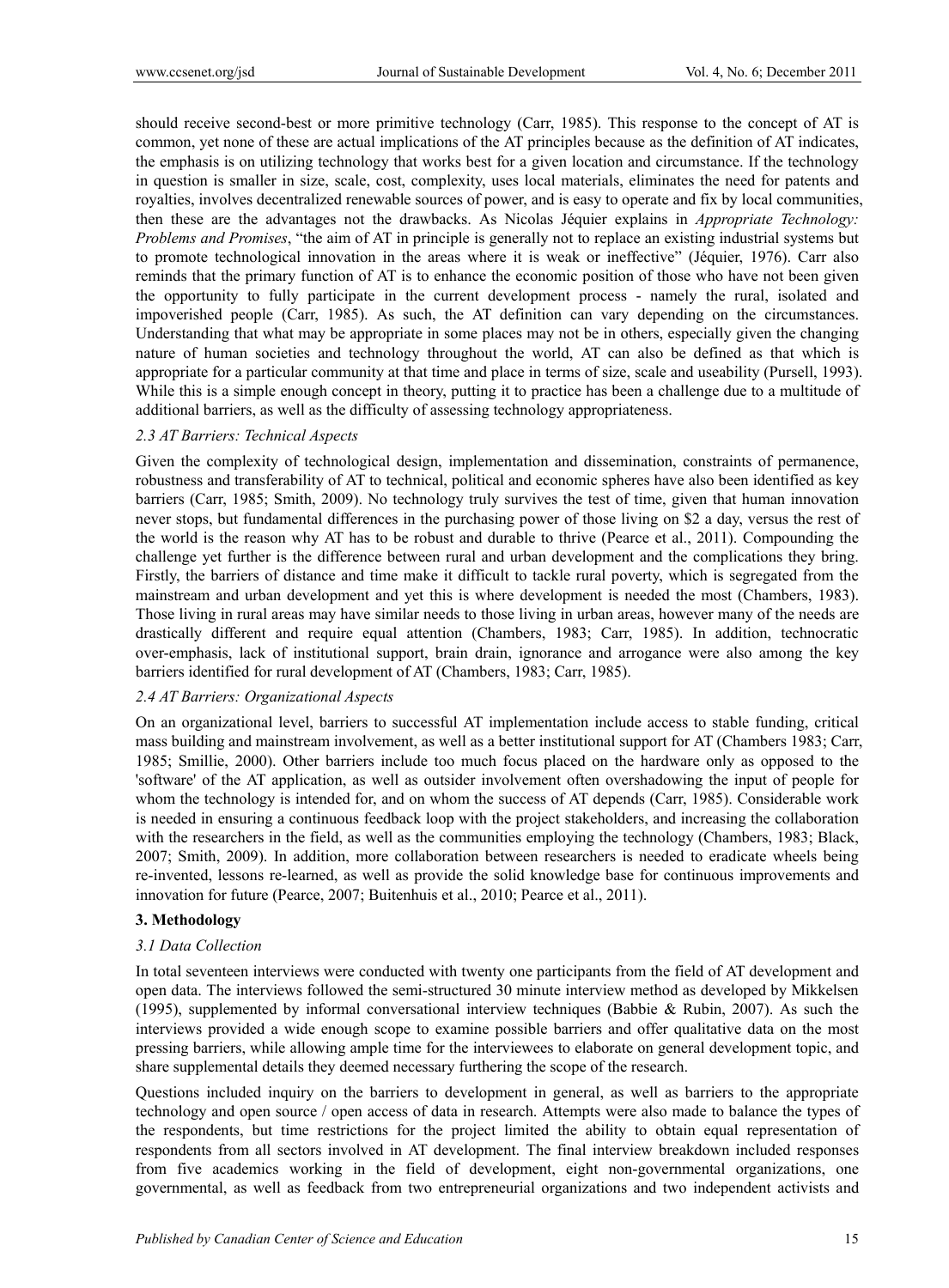should receive second-best or more primitive technology (Carr, 1985). This response to the concept of AT is common, yet none of these are actual implications of the AT principles because as the definition of AT indicates, the emphasis is on utilizing technology that works best for a given location and circumstance. If the technology in question is smaller in size, scale, cost, complexity, uses local materials, eliminates the need for patents and royalties, involves decentralized renewable sources of power, and is easy to operate and fix by local communities, then these are the advantages not the drawbacks. As Nicolas Jéquier explains in *Appropriate Technology: Problems and Promises*, "the aim of AT in principle is generally not to replace an existing industrial systems but to promote technological innovation in the areas where it is weak or ineffective" (Jéquier, 1976). Carr also reminds that the primary function of AT is to enhance the economic position of those who have not been given the opportunity to fully participate in the current development process - namely the rural, isolated and impoverished people (Carr, 1985). As such, the AT definition can vary depending on the circumstances. Understanding that what may be appropriate in some places may not be in others, especially given the changing nature of human societies and technology throughout the world, AT can also be defined as that which is appropriate for a particular community at that time and place in terms of size, scale and useability (Pursell, 1993). While this is a simple enough concept in theory, putting it to practice has been a challenge due to a multitude of additional barriers, as well as the difficulty of assessing technology appropriateness.

### *2.3 AT Barriers: Technical Aspects*

Given the complexity of technological design, implementation and dissemination, constraints of permanence, robustness and transferability of AT to technical, political and economic spheres have also been identified as key barriers (Carr, 1985; Smith, 2009). No technology truly survives the test of time, given that human innovation never stops, but fundamental differences in the purchasing power of those living on $2 a day, versus the rest of the world is the reason why AT has to be robust and durable to thrive (Pearce et al., 2011). Compounding the challenge yet further is the difference between rural and urban development and the complications they bring. Firstly, the barriers of distance and time make it difficult to tackle rural poverty, which is segregated from the mainstream and urban development and yet this is where development is needed the most (Chambers, 1983). Those living in rural areas may have similar needs to those living in urban areas, however many of the needs are drastically different and require equal attention (Chambers, 1983; Carr, 1985). In addition, technocratic over-emphasis, lack of institutional support, brain drain, ignorance and arrogance were also among the key barriers identified for rural development of AT (Chambers, 1983; Carr, 1985).

### *2.4 AT Barriers: Organizational Aspects*

On an organizational level, barriers to successful AT implementation include access to stable funding, critical mass building and mainstream involvement, as well as a better institutional support for AT (Chambers 1983; Carr, 1985; Smillie, 2000). Other barriers include too much focus placed on the hardware only as opposed to the 'software' of the AT application, as well as outsider involvement often overshadowing the input of people for whom the technology is intended for, and on whom the success of AT depends (Carr, 1985). Considerable work is needed in ensuring a continuous feedback loop with the project stakeholders, and increasing the collaboration with the researchers in the field, as well as the communities employing the technology (Chambers, 1983; Black, 2007; Smith, 2009). In addition, more collaboration between researchers is needed to eradicate wheels being re-invented, lessons re-learned, as well as provide the solid knowledge base for continuous improvements and innovation for future (Pearce, 2007; Buitenhuis et al., 2010; Pearce et al., 2011).

## **3. Methodology**

### *3.1 Data Collection*

In total seventeen interviews were conducted with twenty one participants from the field of AT development and open data. The interviews followed the semi-structured 30 minute interview method as developed by Mikkelsen (1995), supplemented by informal conversational interview techniques (Babbie & Rubin, 2007). As such the interviews provided a wide enough scope to examine possible barriers and offer qualitative data on the most pressing barriers, while allowing ample time for the interviewees to elaborate on general development topic, and share supplemental details they deemed necessary furthering the scope of the research.

Questions included inquiry on the barriers to development in general, as well as barriers to the appropriate technology and open source / open access of data in research. Attempts were also made to balance the types of the respondents, but time restrictions for the project limited the ability to obtain equal representation of respondents from all sectors involved in AT development. The final interview breakdown included responses from five academics working in the field of development, eight non-governmental organizations, one governmental, as well as feedback from two entrepreneurial organizations and two independent activists and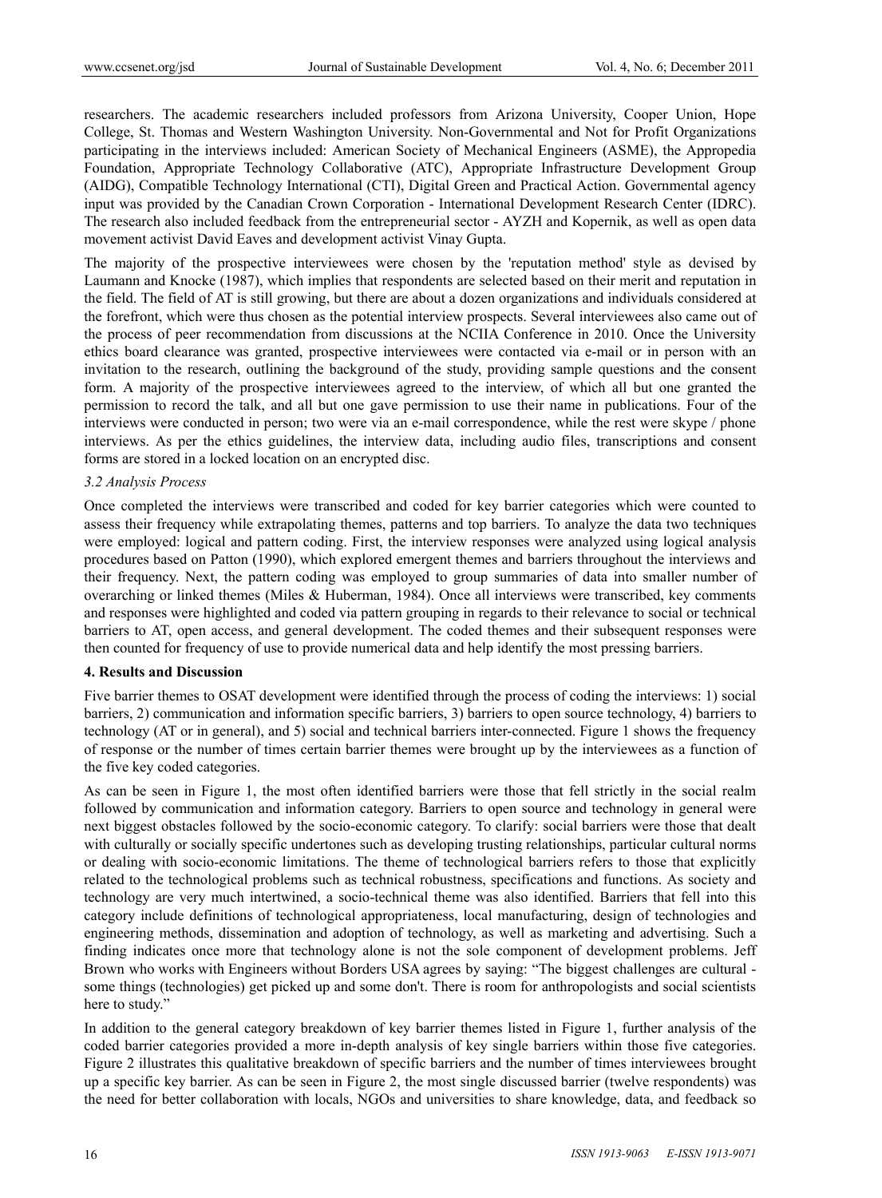researchers. The academic researchers included professors from Arizona University, Cooper Union, Hope College, St. Thomas and Western Washington University. Non-Governmental and Not for Profit Organizations participating in the interviews included: American Society of Mechanical Engineers (ASME), the Appropedia Foundation, Appropriate Technology Collaborative (ATC), Appropriate Infrastructure Development Group (AIDG), Compatible Technology International (CTI), Digital Green and Practical Action. Governmental agency input was provided by the Canadian Crown Corporation - International Development Research Center (IDRC). The research also included feedback from the entrepreneurial sector - AYZH and Kopernik, as well as open data movement activist David Eaves and development activist Vinay Gupta.

The majority of the prospective interviewees were chosen by the 'reputation method' style as devised by Laumann and Knocke (1987), which implies that respondents are selected based on their merit and reputation in the field. The field of AT is still growing, but there are about a dozen organizations and individuals considered at the forefront, which were thus chosen as the potential interview prospects. Several interviewees also came out of the process of peer recommendation from discussions at the NCIIA Conference in 2010. Once the University ethics board clearance was granted, prospective interviewees were contacted via e-mail or in person with an invitation to the research, outlining the background of the study, providing sample questions and the consent form. A majority of the prospective interviewees agreed to the interview, of which all but one granted the permission to record the talk, and all but one gave permission to use their name in publications. Four of the interviews were conducted in person; two were via an e-mail correspondence, while the rest were skype / phone interviews. As per the ethics guidelines, the interview data, including audio files, transcriptions and consent forms are stored in a locked location on an encrypted disc.

### *3.2 Analysis Process*

Once completed the interviews were transcribed and coded for key barrier categories which were counted to assess their frequency while extrapolating themes, patterns and top barriers. To analyze the data two techniques were employed: logical and pattern coding. First, the interview responses were analyzed using logical analysis procedures based on Patton (1990), which explored emergent themes and barriers throughout the interviews and their frequency. Next, the pattern coding was employed to group summaries of data into smaller number of overarching or linked themes (Miles & Huberman, 1984). Once all interviews were transcribed, key comments and responses were highlighted and coded via pattern grouping in regards to their relevance to social or technical barriers to AT, open access, and general development. The coded themes and their subsequent responses were then counted for frequency of use to provide numerical data and help identify the most pressing barriers.

## **4. Results and Discussion**

Five barrier themes to OSAT development were identified through the process of coding the interviews: 1) social barriers, 2) communication and information specific barriers, 3) barriers to open source technology, 4) barriers to technology (AT or in general), and 5) social and technical barriers inter-connected. Figure 1 shows the frequency of response or the number of times certain barrier themes were brought up by the interviewees as a function of the five key coded categories.

As can be seen in Figure 1, the most often identified barriers were those that fell strictly in the social realm followed by communication and information category. Barriers to open source and technology in general were next biggest obstacles followed by the socio-economic category. To clarify: social barriers were those that dealt with culturally or socially specific undertones such as developing trusting relationships, particular cultural norms or dealing with socio-economic limitations. The theme of technological barriers refers to those that explicitly related to the technological problems such as technical robustness, specifications and functions. As society and technology are very much intertwined, a socio-technical theme was also identified. Barriers that fell into this category include definitions of technological appropriateness, local manufacturing, design of technologies and engineering methods, dissemination and adoption of technology, as well as marketing and advertising. Such a finding indicates once more that technology alone is not the sole component of development problems. Jeff Brown who works with Engineers without Borders USA agrees by saying: "The biggest challenges are cultural - some things (technologies) get picked up and some don't. There is room for anthropologists and social scientists here to study."

In addition to the general category breakdown of key barrier themes listed in Figure 1, further analysis of the coded barrier categories provided a more in-depth analysis of key single barriers within those five categories. Figure 2 illustrates this qualitative breakdown of specific barriers and the number of times interviewees brought up a specific key barrier. As can be seen in Figure 2, the most single discussed barrier (twelve respondents) was the need for better collaboration with locals, NGOs and universities to share knowledge, data, and feedback so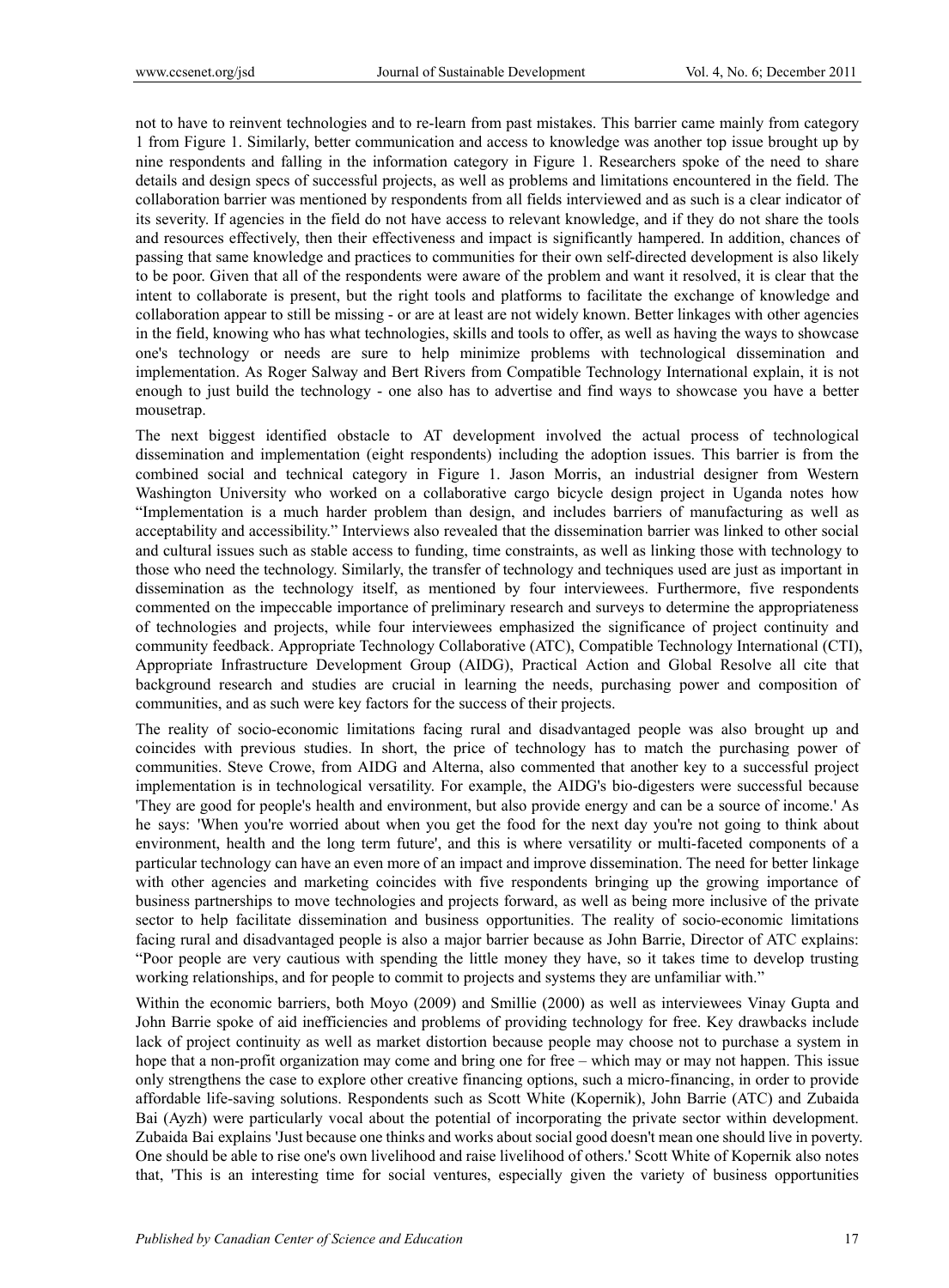not to have to reinvent technologies and to re-learn from past mistakes. This barrier came mainly from category 1 from Figure 1. Similarly, better communication and access to knowledge was another top issue brought up by nine respondents and falling in the information category in Figure 1. Researchers spoke of the need to share details and design specs of successful projects, as well as problems and limitations encountered in the field. The collaboration barrier was mentioned by respondents from all fields interviewed and as such is a clear indicator of its severity. If agencies in the field do not have access to relevant knowledge, and if they do not share the tools and resources effectively, then their effectiveness and impact is significantly hampered. In addition, chances of passing that same knowledge and practices to communities for their own self-directed development is also likely to be poor. Given that all of the respondents were aware of the problem and want it resolved, it is clear that the intent to collaborate is present, but the right tools and platforms to facilitate the exchange of knowledge and collaboration appear to still be missing - or are at least are not widely known. Better linkages with other agencies in the field, knowing who has what technologies, skills and tools to offer, as well as having the ways to showcase one's technology or needs are sure to help minimize problems with technological dissemination and implementation. As Roger Salway and Bert Rivers from Compatible Technology International explain, it is not enough to just build the technology - one also has to advertise and find ways to showcase you have a better mousetrap.

The next biggest identified obstacle to AT development involved the actual process of technological dissemination and implementation (eight respondents) including the adoption issues. This barrier is from the combined social and technical category in Figure 1. Jason Morris, an industrial designer from Western Washington University who worked on a collaborative cargo bicycle design project in Uganda notes how "Implementation is a much harder problem than design, and includes barriers of manufacturing as well as acceptability and accessibility." Interviews also revealed that the dissemination barrier was linked to other social and cultural issues such as stable access to funding, time constraints, as well as linking those with technology to those who need the technology. Similarly, the transfer of technology and techniques used are just as important in dissemination as the technology itself, as mentioned by four interviewees. Furthermore, five respondents commented on the impeccable importance of preliminary research and surveys to determine the appropriateness of technologies and projects, while four interviewees emphasized the significance of project continuity and community feedback. Appropriate Technology Collaborative (ATC), Compatible Technology International (CTI), Appropriate Infrastructure Development Group (AIDG), Practical Action and Global Resolve all cite that background research and studies are crucial in learning the needs, purchasing power and composition of communities, and as such were key factors for the success of their projects.

The reality of socio-economic limitations facing rural and disadvantaged people was also brought up and coincides with previous studies. In short, the price of technology has to match the purchasing power of communities. Steve Crowe, from AIDG and Alterna, also commented that another key to a successful project implementation is in technological versatility. For example, the AIDG's bio-digesters were successful because 'They are good for people's health and environment, but also provide energy and can be a source of income.' As he says: 'When you're worried about when you get the food for the next day you're not going to think about environment, health and the long term future', and this is where versatility or multi-faceted components of a particular technology can have an even more of an impact and improve dissemination. The need for better linkage with other agencies and marketing coincides with five respondents bringing up the growing importance of business partnerships to move technologies and projects forward, as well as being more inclusive of the private sector to help facilitate dissemination and business opportunities. The reality of socio-economic limitations facing rural and disadvantaged people is also a major barrier because as John Barrie, Director of ATC explains: "Poor people are very cautious with spending the little money they have, so it takes time to develop trusting working relationships, and for people to commit to projects and systems they are unfamiliar with."

Within the economic barriers, both Moyo (2009) and Smillie (2000) as well as interviewees Vinay Gupta and John Barrie spoke of aid inefficiencies and problems of providing technology for free. Key drawbacks include lack of project continuity as well as market distortion because people may choose not to purchase a system in hope that a non-profit organization may come and bring one for free – which may or may not happen. This issue only strengthens the case to explore other creative financing options, such a micro-financing, in order to provide affordable life-saving solutions. Respondents such as Scott White (Kopernik), John Barrie (ATC) and Zubaida Bai (Ayzh) were particularly vocal about the potential of incorporating the private sector within development. Zubaida Bai explains 'Just because one thinks and works about social good doesn't mean one should live in poverty. One should be able to rise one's own livelihood and raise livelihood of others.' Scott White of Kopernik also notes that, 'This is an interesting time for social ventures, especially given the variety of business opportunities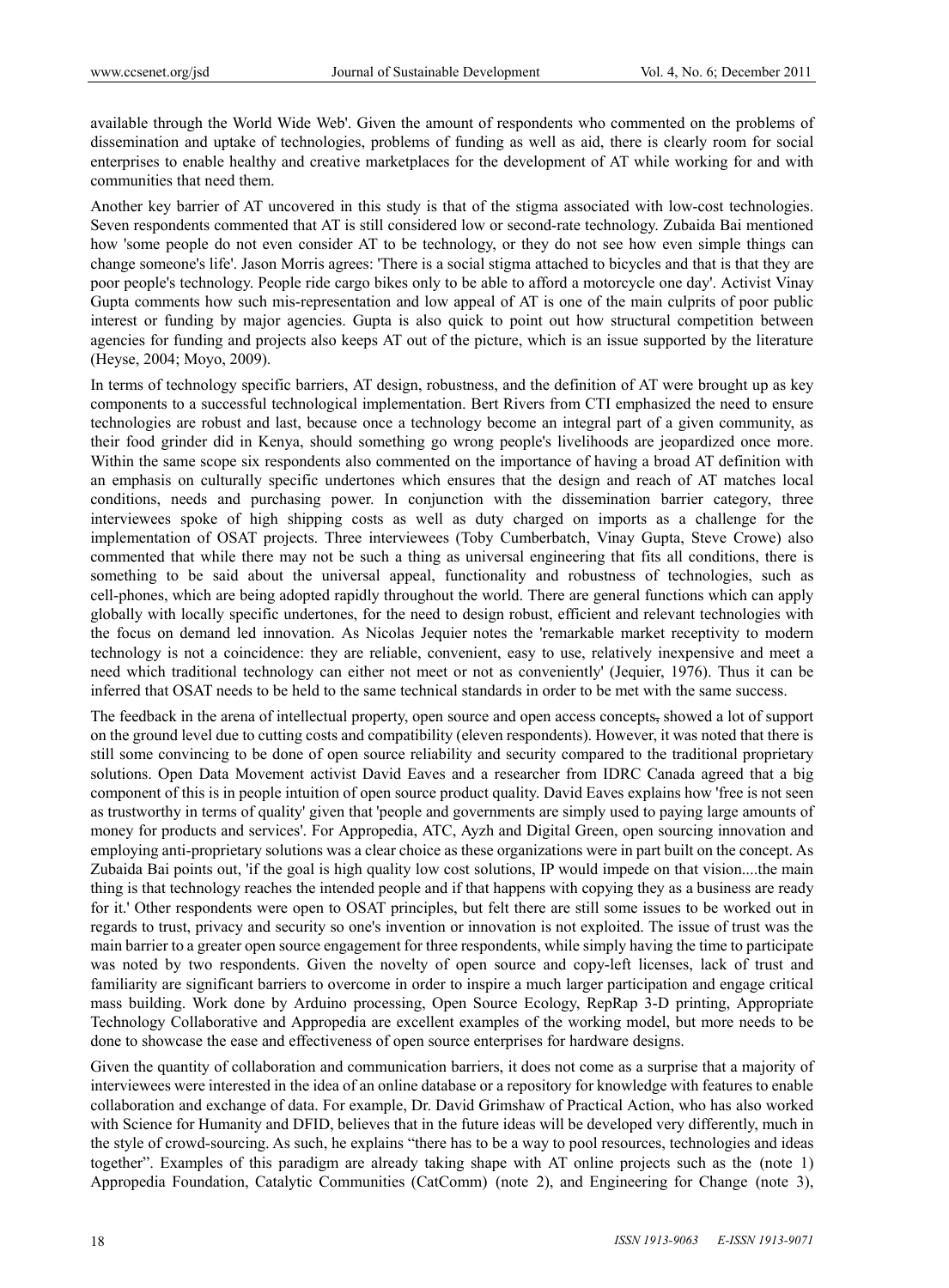available through the World Wide Web'. Given the amount of respondents who commented on the problems of dissemination and uptake of technologies, problems of funding as well as aid, there is clearly room for social enterprises to enable healthy and creative marketplaces for the development of AT while working for and with communities that need them.

Another key barrier of AT uncovered in this study is that of the stigma associated with low-cost technologies. Seven respondents commented that AT is still considered low or second-rate technology. Zubaida Bai mentioned how 'some people do not even consider AT to be technology, or they do not see how even simple things can change someone's life'. Jason Morris agrees: 'There is a social stigma attached to bicycles and that is that they are poor people's technology. People ride cargo bikes only to be able to afford a motorcycle one day'. Activist Vinay Gupta comments how such mis-representation and low appeal of AT is one of the main culprits of poor public interest or funding by major agencies. Gupta is also quick to point out how structural competition between agencies for funding and projects also keeps AT out of the picture, which is an issue supported by the literature (Heyse, 2004; Moyo, 2009).

In terms of technology specific barriers, AT design, robustness, and the definition of AT were brought up as key components to a successful technological implementation. Bert Rivers from CTI emphasized the need to ensure technologies are robust and last, because once a technology become an integral part of a given community, as their food grinder did in Kenya, should something go wrong people's livelihoods are jeopardized once more. Within the same scope six respondents also commented on the importance of having a broad AT definition with an emphasis on culturally specific undertones which ensures that the design and reach of AT matches local conditions, needs and purchasing power. In conjunction with the dissemination barrier category, three interviewees spoke of high shipping costs as well as duty charged on imports as a challenge for the implementation of OSAT projects. Three interviewees (Toby Cumberbatch, Vinay Gupta, Steve Crowe) also commented that while there may not be such a thing as universal engineering that fits all conditions, there is something to be said about the universal appeal, functionality and robustness of technologies, such as cell-phones, which are being adopted rapidly throughout the world. There are general functions which can apply globally with locally specific undertones, for the need to design robust, efficient and relevant technologies with the focus on demand led innovation. As Nicolas Jequier notes the 'remarkable market receptivity to modern technology is not a coincidence: they are reliable, convenient, easy to use, relatively inexpensive and meet a need which traditional technology can either not meet or not as conveniently' (Jequier, 1976). Thus it can be inferred that OSAT needs to be held to the same technical standards in order to be met with the same success.

The feedback in the arena of intellectual property, open source and open access concepts, showed a lot of support on the ground level due to cutting costs and compatibility (eleven respondents). However, it was noted that there is still some convincing to be done of open source reliability and security compared to the traditional proprietary solutions. Open Data Movement activist David Eaves and a researcher from IDRC Canada agreed that a big component of this is in people intuition of open source product quality. David Eaves explains how 'free is not seen as trustworthy in terms of quality' given that 'people and governments are simply used to paying large amounts of money for products and services'. For Appropedia, ATC, Ayzh and Digital Green, open sourcing innovation and employing anti-proprietary solutions was a clear choice as these organizations were in part built on the concept. As Zubaida Bai points out, 'if the goal is high quality low cost solutions, IP would impede on that vision....the main thing is that technology reaches the intended people and if that happens with copying they as a business are ready for it.' Other respondents were open to OSAT principles, but felt there are still some issues to be worked out in regards to trust, privacy and security so one's invention or innovation is not exploited. The issue of trust was the main barrier to a greater open source engagement for three respondents, while simply having the time to participate was noted by two respondents. Given the novelty of open source and copy-left licenses, lack of trust and familiarity are significant barriers to overcome in order to inspire a much larger participation and engage critical mass building. Work done by Arduino processing, Open Source Ecology, RepRap 3-D printing, Appropriate Technology Collaborative and Appropedia are excellent examples of the working model, but more needs to be done to showcase the ease and effectiveness of open source enterprises for hardware designs.

Given the quantity of collaboration and communication barriers, it does not come as a surprise that a majority of interviewees were interested in the idea of an online database or a repository for knowledge with features to enable collaboration and exchange of data. For example, Dr. David Grimshaw of Practical Action, who has also worked with Science for Humanity and DFID, believes that in the future ideas will be developed very differently, much in the style of crowd-sourcing. As such, he explains "there has to be a way to pool resources, technologies and ideas together". Examples of this paradigm are already taking shape with AT online projects such as the (note 1) Appropedia Foundation, Catalytic Communities (CatComm) (note 2), and Engineering for Change (note 3),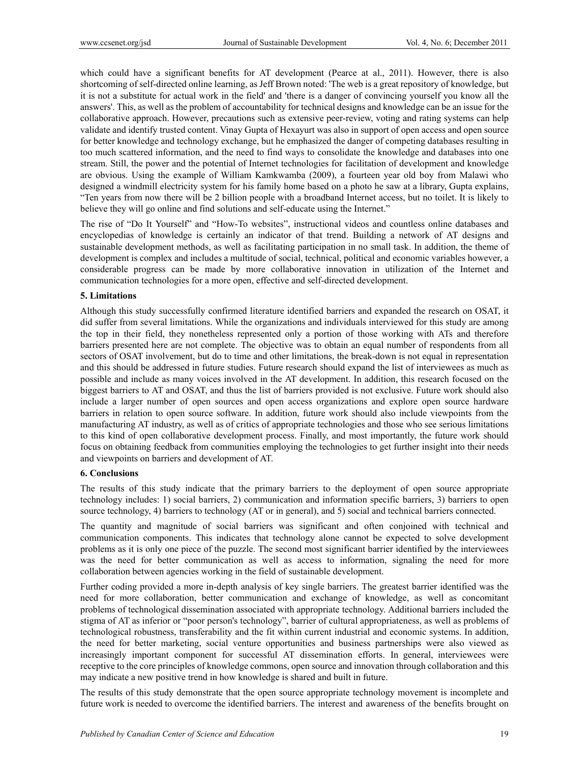which could have a significant benefits for AT development (Pearce at al., 2011). However, there is also shortcoming of self-directed online learning, as Jeff Brown noted: 'The web is a great repository of knowledge, but it is not a substitute for actual work in the field' and 'there is a danger of convincing yourself you know all the answers'. This, as well as the problem of accountability for technical designs and knowledge can be an issue for the collaborative approach. However, precautions such as extensive peer-review, voting and rating systems can help validate and identify trusted content. Vinay Gupta of Hexayurt was also in support of open access and open source for better knowledge and technology exchange, but he emphasized the danger of competing databases resulting in too much scattered information, and the need to find ways to consolidate the knowledge and databases into one stream. Still, the power and the potential of Internet technologies for facilitation of development and knowledge are obvious. Using the example of William Kamkwamba (2009), a fourteen year old boy from Malawi who designed a windmill electricity system for his family home based on a photo he saw at a library, Gupta explains, "Ten years from now there will be 2 billion people with a broadband Internet access, but no toilet. It is likely to believe they will go online and find solutions and self-educate using the Internet."

The rise of "Do It Yourself" and "How-To websites", instructional videos and countless online databases and encyclopedias of knowledge is certainly an indicator of that trend. Building a network of AT designs and sustainable development methods, as well as facilitating participation in no small task. In addition, the theme of development is complex and includes a multitude of social, technical, political and economic variables however, a considerable progress can be made by more collaborative innovation in utilization of the Internet and communication technologies for a more open, effective and self-directed development.

## 5. Limitations

Although this study successfully confirmed literature identified barriers and expanded the research on OSAT, it did suffer from several limitations. While the organizations and individuals interviewed for this study are among the top in their field, they nonetheless represented only a portion of those working with ATs and therefore barriers presented here are not complete. The objective was to obtain an equal number of respondents from all sectors of OSAT involvement, but do to time and other limitations, the break-down is not equal in representation and this should be addressed in future studies. Future research should expand the list of interviewees as much as possible and include as many voices involved in the AT development. In addition, this research focused on the biggest barriers to AT and OSAT, and thus the list of barriers provided is not exclusive. Future work should also include a larger number of open sources and open access organizations and explore open source hardware barriers in relation to open source software. In addition, future work should also include viewpoints from the manufacturing AT industry, as well as of critics of appropriate technologies and those who see serious limitations to this kind of open collaborative development process. Finally, and most importantly, the future work should focus on obtaining feedback from communities employing the technologies to get further insight into their needs and viewpoints on barriers and development of AT.

## 6. Conclusions

The results of this study indicate that the primary barriers to the deployment of open source appropriate technology includes: 1) social barriers, 2) communication and information specific barriers, 3) barriers to open source technology, 4) barriers to technology (AT or in general), and 5) social and technical barriers connected.

The quantity and magnitude of social barriers was significant and often conjoined with technical and communication components. This indicates that technology alone cannot be expected to solve development problems as it is only one piece of the puzzle. The second most significant barrier identified by the interviewees was the need for better communication as well as access to information, signaling the need for more collaboration between agencies working in the field of sustainable development.

Further coding provided a more in-depth analysis of key single barriers. The greatest barrier identified was the need for more collaboration, better communication and exchange of knowledge, as well as concomitant problems of technological dissemination associated with appropriate technology. Additional barriers included the stigma of AT as inferior or "poor person's technology", barrier of cultural appropriateness, as well as problems of technological robustness, transferability and the fit within current industrial and economic systems. In addition, the need for better marketing, social venture opportunities and business partnerships were also viewed as increasingly important component for successful AT dissemination efforts. In general, interviewees were receptive to the core principles of knowledge commons, open source and innovation through collaboration and this may indicate a new positive trend in how knowledge is shared and built in future.

The results of this study demonstrate that the open source appropriate technology movement is incomplete and future work is needed to overcome the identified barriers. The interest and awareness of the benefits brought on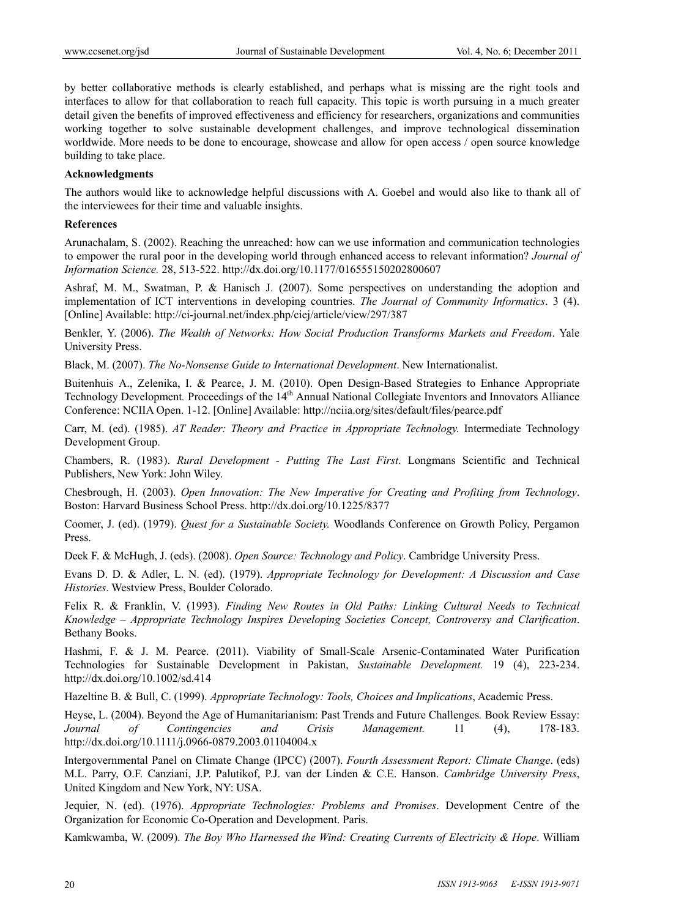by better collaborative methods is clearly established, and perhaps what is missing are the right tools and interfaces to allow for that collaboration to reach full capacity. This topic is worth pursuing in a much greater detail given the benefits of improved effectiveness and efficiency for researchers, organizations and communities working together to solve sustainable development challenges, and improve technological dissemination worldwide. More needs to be done to encourage, showcase and allow for open access / open source knowledge building to take place.

**Acknowledgments**

The authors would like to acknowledge helpful discussions with A. Goebel and would also like to thank all of the interviewees for their time and valuable insights.

**References**

Arunachalam, S. (2002). Reaching the unreached: how can we use information and communication technologies to empower the rural poor in the developing world through enhanced access to relevant information? *Journal of Information Science.* 28, 513-522. http://dx.doi.org/10.1177/016555150202800607

Ashraf, M. M., Swatman, P. & Hanisch J. (2007). Some perspectives on understanding the adoption and implementation of ICT interventions in developing countries. *The Journal of Community Informatics*. 3 (4). [Online] Available: http://ci-journal.net/index.php/ciej/article/view/297/387

Benkler, Y. (2006). *The Wealth of Networks: How Social Production Transforms Markets and Freedom*. Yale University Press.

Black, M. (2007). *The No-Nonsense Guide to International Development*. New Internationalist.

Buitenhuis A., Zelenika, I. & Pearce, J. M. (2010). Open Design-Based Strategies to Enhance Appropriate Technology Development*.* Proceedings of the 14th Annual National Collegiate Inventors and Innovators Alliance Conference: NCIIA Open. 1-12. [Online] Available: http://nciia.org/sites/default/files/pearce.pdf

Carr, M. (ed). (1985). *AT Reader: Theory and Practice in Appropriate Technology.* Intermediate Technology Development Group.

Chambers, R. (1983). *Rural Development - Putting The Last First*. Longmans Scientific and Technical Publishers, New York: John Wiley.

Chesbrough, H. (2003). *Open Innovation: The New Imperative for Creating and Profiting from Technology*. Boston: Harvard Business School Press. http://dx.doi.org/10.1225/8377

Coomer, J. (ed). (1979). *Quest for a Sustainable Society.* Woodlands Conference on Growth Policy, Pergamon Press.

Deek F. & McHugh, J. (eds). (2008). *Open Source: Technology and Policy*. Cambridge University Press.

Evans D. D. & Adler, L. N. (ed). (1979). *Appropriate Technology for Development: A Discussion and Case Histories*. Westview Press, Boulder Colorado.

Felix R. & Franklin, V. (1993). *Finding New Routes in Old Paths: Linking Cultural Needs to Technical Knowledge – Appropriate Technology Inspires Developing Societies Concept, Controversy and Clarification*. Bethany Books.

Hashmi, F. & J. M. Pearce. (2011). Viability of Small-Scale Arsenic-Contaminated Water Purification Technologies for Sustainable Development in Pakistan, *Sustainable Development.* 19 (4), 223-234. http://dx.doi.org/10.1002/sd.414

Hazeltine B. & Bull, C. (1999). *Appropriate Technology: Tools, Choices and Implications*, Academic Press.

Heyse, L. (2004). Beyond the Age of Humanitarianism: Past Trends and Future Challenges*.* Book Review Essay: *Journal of Contingencies and Crisis Management.* 11 (4), 178-183. http://dx.doi.org/10.1111/j.0966-0879.2003.01104004.x

Intergovernmental Panel on Climate Change (IPCC) (2007). *Fourth Assessment Report: Climate Change*. (eds) M.L. Parry, O.F. Canziani, J.P. Palutikof, P.J. van der Linden & C.E. Hanson. *Cambridge University Press*, United Kingdom and New York, NY: USA.

Jequier, N. (ed). (1976). *Appropriate Technologies: Problems and Promises*. Development Centre of the Organization for Economic Co-Operation and Development. Paris.

Kamkwamba, W. (2009). *The Boy Who Harnessed the Wind: Creating Currents of Electricity & Hope*. William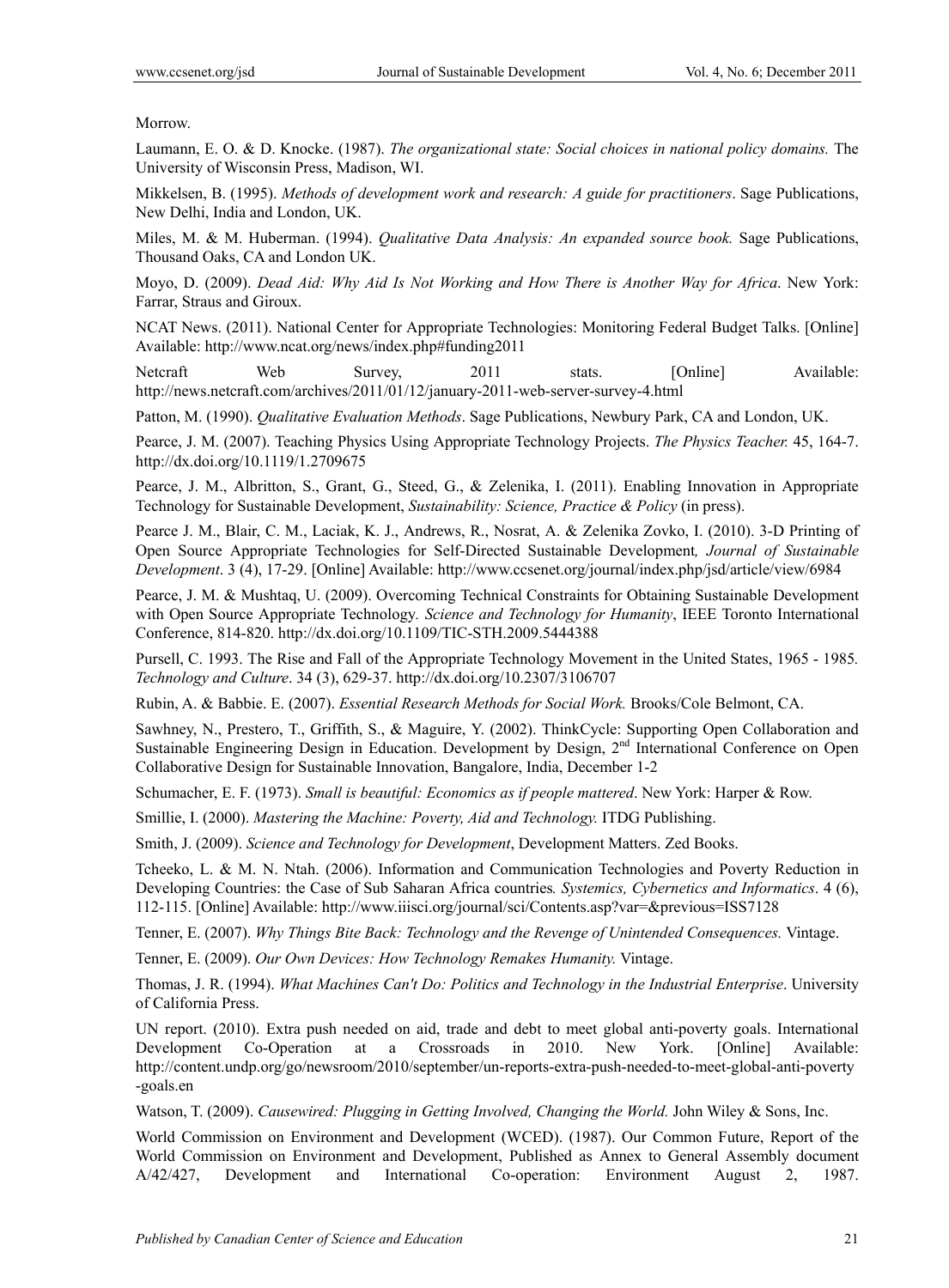Morrow.

Laumann, E. O. & D. Knocke. (1987). *The organizational state: Social choices in national policy domains.* The University of Wisconsin Press, Madison, WI.

Mikkelsen, B. (1995). *Methods of development work and research: A guide for practitioners*. Sage Publications, New Delhi, India and London, UK.

Miles, M. & M. Huberman. (1994). *Qualitative Data Analysis: An expanded source book.* Sage Publications, Thousand Oaks, CA and London UK.

Moyo, D. (2009). *Dead Aid: Why Aid Is Not Working and How There is Another Way for Africa*. New York: Farrar, Straus and Giroux.

NCAT News. (2011). National Center for Appropriate Technologies: Monitoring Federal Budget Talks. [Online] Available: http://www.ncat.org/news/index.php#funding2011

Netcraft Web Survey, 2011 stats. [Online] Available: http://news.netcraft.com/archives/2011/01/12/january-2011-web-server-survey-4.html

Patton, M. (1990). *Qualitative Evaluation Methods*. Sage Publications, Newbury Park, CA and London, UK.

Pearce, J. M. (2007). Teaching Physics Using Appropriate Technology Projects. *The Physics Teacher.* 45, 164-7. http://dx.doi.org/10.1119/1.2709675

Pearce, J. M., Albritton, S., Grant, G., Steed, G., & Zelenika, I. (2011). Enabling Innovation in Appropriate Technology for Sustainable Development, *Sustainability: Science, Practice & Policy* (in press).

Pearce J. M., Blair, C. M., Laciak, K. J., Andrews, R., Nosrat, A. & Zelenika Zovko, I. (2010). 3-D Printing of Open Source Appropriate Technologies for Self-Directed Sustainable Development*, Journal of Sustainable Development*. 3 (4), 17-29. [Online] Available: http://www.ccsenet.org/journal/index.php/jsd/article/view/6984

Pearce, J. M. & Mushtaq, U. (2009). Overcoming Technical Constraints for Obtaining Sustainable Development with Open Source Appropriate Technology*. Science and Technology for Humanity*, IEEE Toronto International Conference, 814-820. http://dx.doi.org/10.1109/TIC-STH.2009.5444388

Pursell, C. 1993. The Rise and Fall of the Appropriate Technology Movement in the United States, 1965 - 1985*. Technology and Culture*. 34 (3), 629-37. http://dx.doi.org/10.2307/3106707

Rubin, A. & Babbie. E. (2007). *Essential Research Methods for Social Work.* Brooks/Cole Belmont, CA.

Sawhney, N., Prestero, T., Griffith, S., & Maguire, Y. (2002). ThinkCycle: Supporting Open Collaboration and Sustainable Engineering Design in Education. Development by Design, 2nd International Conference on Open Collaborative Design for Sustainable Innovation, Bangalore, India, December 1-2

Schumacher, E. F. (1973). *Small is beautiful: Economics as if people mattered*. New York: Harper & Row.

Smillie, I. (2000). *Mastering the Machine: Poverty, Aid and Technology.* ITDG Publishing.

Smith, J. (2009). *Science and Technology for Development*, Development Matters. Zed Books.

Tcheeko, L. & M. N. Ntah. (2006). Information and Communication Technologies and Poverty Reduction in Developing Countries: the Case of Sub Saharan Africa countries*. Systemics, Cybernetics and Informatics*. 4 (6), 112-115. [Online] Available: http://www.iiisci.org/journal/sci/Contents.asp?var=&previous=ISS7128

Tenner, E. (2007). *Why Things Bite Back: Technology and the Revenge of Unintended Consequences.* Vintage.

Tenner, E. (2009). *Our Own Devices: How Technology Remakes Humanity.* Vintage.

Thomas, J. R. (1994). *What Machines Can't Do: Politics and Technology in the Industrial Enterprise*. University of California Press.

UN report. (2010). Extra push needed on aid, trade and debt to meet global anti-poverty goals. International Development Co-Operation at a Crossroads in 2010. New York. [Online] Available: http://content.undp.org/go/newsroom/2010/september/un-reports-extra-push-needed-to-meet-global-anti-poverty-goals.en

Watson, T. (2009). *Causewired: Plugging in Getting Involved, Changing the World.* John Wiley & Sons, Inc.

World Commission on Environment and Development (WCED). (1987). Our Common Future, Report of the World Commission on Environment and Development, Published as Annex to General Assembly document A/42/427, Development and International Co-operation: Environment August 2, 1987.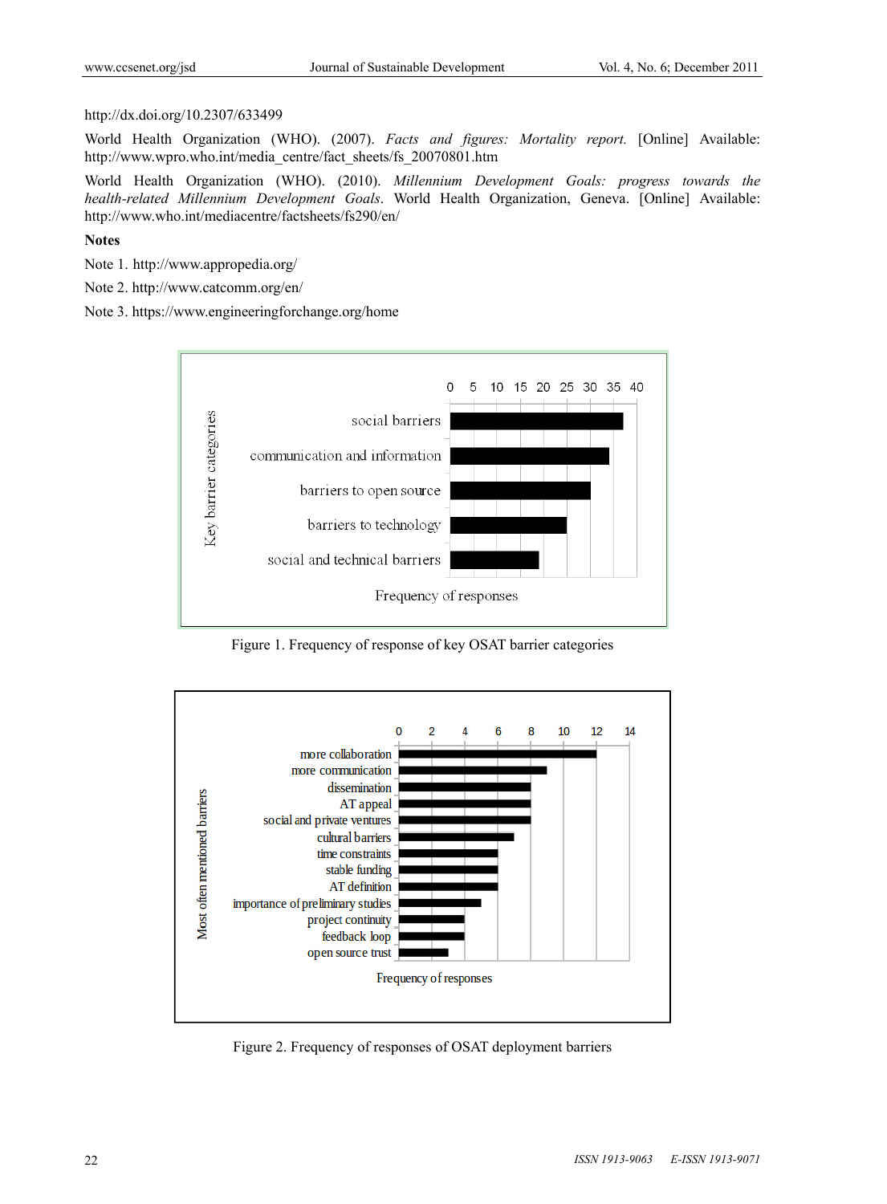http://dx.doi.org/10.2307/633499

World Health Organization (WHO). (2007). *Facts and figures: Mortality report.* [Online] Available: http://www.wpro.who.int/media_centre/fact_sheets/fs_20070801.htm

World Health Organization (WHO). (2010). *Millennium Development Goals: progress towards the health-related Millennium Development Goals*. World Health Organization, Geneva. [Online] Available: http://www.who.int/mediacentre/factsheets/fs290/en/

## Notes

Note 1. http://www.appropedia.org/

Note 2. http://www.catcomm.org/en/

Note 3. https://www.engineeringforchange.org/home

Key barrier categories

0 5 10 15 20 25 30 35 40

social barriers

communication and information

barriers to open source

barriers to technology

social and technical barriers

Frequency of responses

Figure 1. Frequency of response of key OSAT barrier categories

Most often mentioned barriers

0 2 4 6 8 10 12 14

more collaboration

more communication

dissemination

AT appeal

social and private ventures

cultural barriers

time constraints

stable funding

AT definition

importance of preliminary studies

project continuity

feedback loop

open source trust

Frequency of responses

Figure 2. Frequency of responses of OSAT deployment barriers